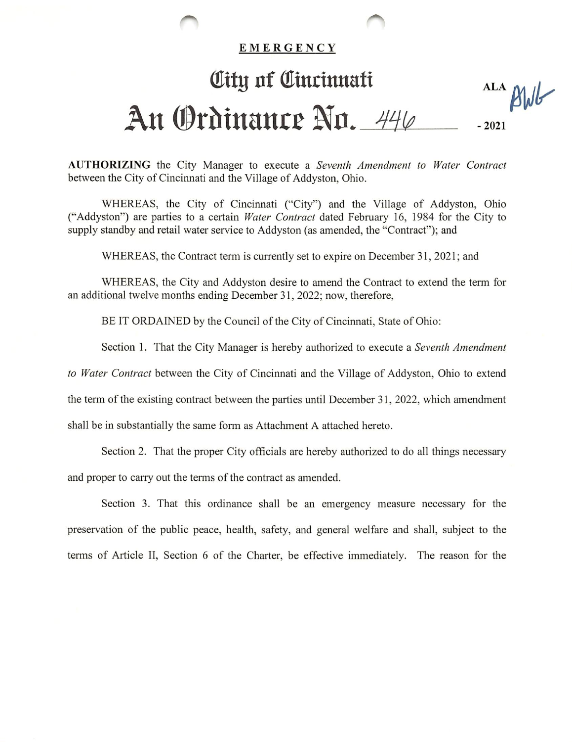**EMERGENCY**

# City of Cincinnati

# An Ordinance No. 446 - 2021

ALA AWB

**AUTHORIZING** the City Manager to execute a *Seventh Amendment to Water Contract* between the City of Cincinnati and the Village of Addyston, Ohio.

WHEREAS, the City of Cincinnati ("City") and the Village of Addyston, Ohio ("Addyston") are parties to a certain *Water Contract* dated February 16, 1984 for the City to supply standby and retail water service to Addyston (as amended, the "Contract"); and

WHEREAS, the Contract term is currently set to expire on December 31, 2021; and

WHEREAS, the City and Addyston desire to amend the Contract to extend the term for an additional twelve months ending December 31, 2022; now, therefore,

BE IT ORDAINED by the Council of the City of Cincinnati, State of Ohio:

Section 1. That the City Manager is hereby authorized to execute a *Seventh Amendment to Water Contract* between the City of Cincinnati and the Village of Addyston, Ohio to extend the term of the existing contract between the parties until December 31, 2022, which amendment shall be in substantially the same form as Attachment A attached hereto.

Section 2. That the proper City officials are hereby authorized to do all things necessary and proper to carry out the terms of the contract as amended.

Section 3. That this ordinance shall be an emergency measure necessary for the preservation of the public peace, health, safety, and general welfare and shall, subject to the terms of Article II, Section 6 of the Charter, be effective immediately. The reason for the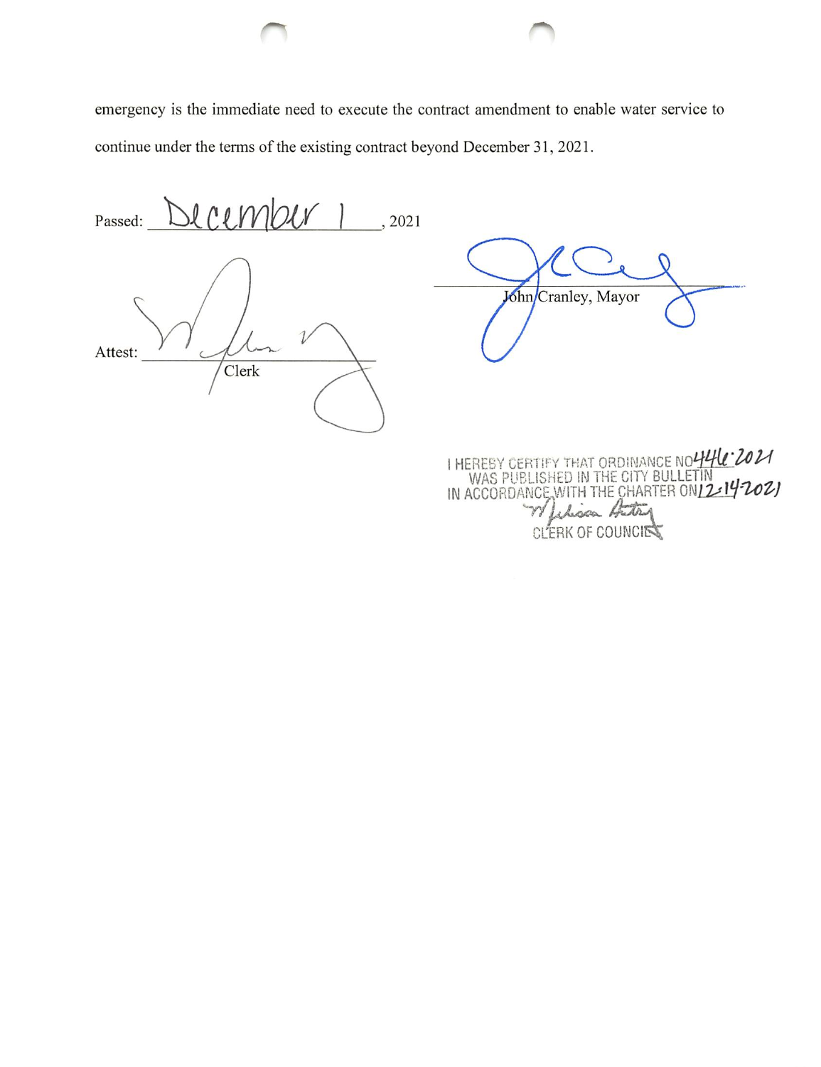emergency is the immediate need to execute the contract amendment to enable water service to continue under the terms of the existing contract beyond December 31, 2021.

Passed: December 1, 2021

John Cranley, Mayor

Attest: ______________________
Clerk

I HEREBY CERTIFY THAT ORDINANCE NO 446-2021 WAS PUBLISHED IN THE CITY BULLETIN IN ACCORDANCE WITH THE CHARTER ON 12-14-2021

CLERK OF COUNCIL